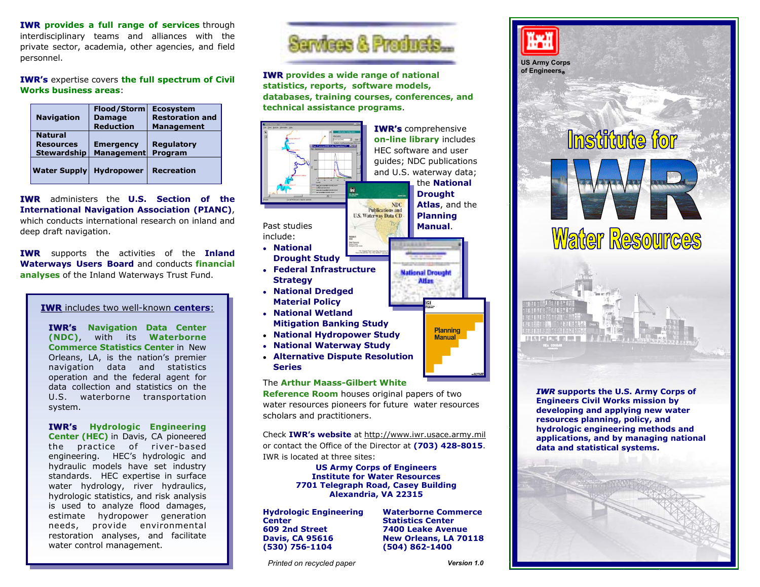**IWR provides a full range of services** through interdisciplinary teams and alliances with the private sector, academia, other agencies, and field personnel.

**IWR's** expertise covers **the full spectrum of Civil Works business areas**:

| Navigation | Flood/Storm Damage Reduction | Ecosystem Restoration and Management |
|---|---|---|
| Natural Resources Stewardship | Emergency Management | Regulatory Program |
| Water Supply | Hydropower | Recreation |

**IWR** administers the **U.S. Section of the International Navigation Association (PIANC)**, which conducts international research on inland and deep draft navigation.

**IWR** supports the activities of the **Inland Waterways Users Board** and conducts **financial analyses** of the Inland Waterways Trust Fund.

**IWR** includes two well-known **centers**:

**IWR's Navigation Data Center (NDC)**, with its **Waterborne Commerce Statistics Center** in New Orleans, LA, is the nation's premier navigation data and statistics operation and the federal agent for data collection and statistics on the U.S. waterborne transportation system.

**IWR's Hydrologic Engineering Center (HEC)** in Davis, CA pioneered the practice of river-based engineering. HEC's hydrologic and hydraulic models have set industry standards. HEC expertise in surface water hydrology, river hydraulics, hydrologic statistics, and risk analysis is used to analyze flood damages, estimate hydropower generation needs, provide environmental restoration analyses, and facilitate water control management.

# Services & Products...

**IWR provides a wide range of national statistics, reports, software models, databases, training courses, conferences, and technical assistance programs**.

**IWR's** comprehensive **on-line library** includes HEC software and user guides; NDC publications and U.S. waterway data; the **National Drought Atlas**, and the **Planning Manual**.

Past studies include:

- **National Drought Study**
- **Federal Infrastructure Strategy**
- **National Dredged Material Policy**
- **National Wetland Mitigation Banking Study**
- **National Hydropower Study**
- **National Waterway Study**
- **Alternative Dispute Resolution Series**

The **Arthur Maass-Gilbert White Reference Room** houses original papers of two water resources pioneers for future water resources scholars and practitioners.

Check **IWR's website** at http://www.iwr.usace.army.mil or contact the Office of the Director at **(703) 428-8015**. IWR is located at three sites:

**US Army Corps of Engineers**
**Institute for Water Resources**
**7701 Telegraph Road, Casey Building**
**Alexandria, VA 22315**

**Hydrologic Engineering Center**
**609 2nd Street**
**Davis, CA 95616**
**(530) 756-1104**

**Waterborne Commerce Statistics Center**
**7400 Leake Avenue**
**New Orleans, LA 70118**
**(504) 862-1400**

*Printed on recycled paper*

***Version 1.0***

US Army Corps of Engineers®

# Institute for IWR Water Resources

***IWR*** **supports the U.S. Army Corps of Engineers Civil Works mission by developing and applying new water resources planning, policy, and hydrologic engineering methods and applications, and by managing national data and statistical systems.**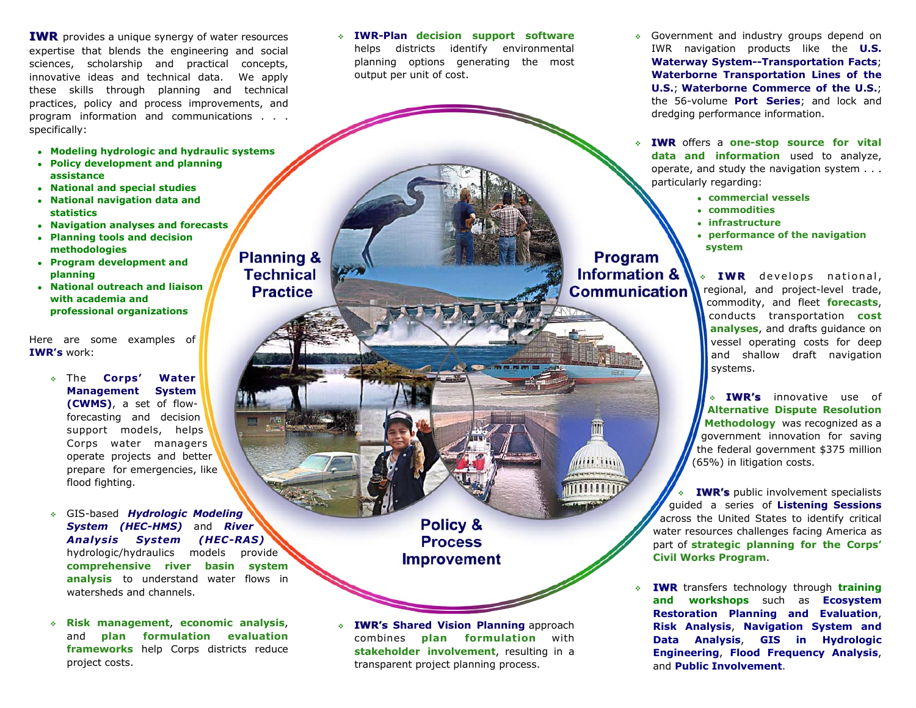**IWR** provides a unique synergy of water resources expertise that blends the engineering and social sciences, scholarship and practical concepts, innovative ideas and technical data. We apply these skills through planning and technical practices, policy and process improvements, and program information and communications . . . specifically:

- **Modeling hydrologic and hydraulic systems**
- **Policy development and planning assistance**
- **National and special studies**
- **National navigation data and statistics**
- **Navigation analyses and forecasts**
- **Planning tools and decision methodologies**
- **Program development and planning**
- **National outreach and liaison with academia and professional organizations**

Here are some examples of **IWR's** work:

- The **Corps' Water Management System (CWMS)**, a set of flow-forecasting and decision support models, helps Corps water managers operate projects and better prepare for emergencies, like flood fighting.
- GIS-based ***Hydrologic Modeling System (HEC-HMS)*** and ***River Analysis System (HEC-RAS)*** hydrologic/hydraulics models provide **comprehensive river basin system analysis** to understand water flows in watersheds and channels.
- **Risk management**, **economic analysis**, and **plan formulation evaluation frameworks** help Corps districts reduce project costs.

## Planning & Technical Practice

## Program Information & Communication

## Policy & Process Improvement

- **IWR-Plan decision support software** helps districts identify environmental planning options generating the most output per unit of cost.
- **IWR's Shared Vision Planning** approach combines **plan formulation** with **stakeholder involvement**, resulting in a transparent project planning process.

- Government and industry groups depend on IWR navigation products like the **U.S. Waterway System--Transportation Facts**; **Waterborne Transportation Lines of the U.S.**; **Waterborne Commerce of the U.S.**; the 56-volume **Port Series**; and lock and dredging performance information.
- **IWR** offers a **one-stop source for vital data and information** used to analyze, operate, and study the navigation system . . . particularly regarding:
  - **commercial vessels**
  - **commodities**
  - **infrastructure**
  - **performance of the navigation system**
- **IWR** develops national, regional, and project-level trade, commodity, and fleet **forecasts**, conducts transportation **cost analyses**, and drafts guidance on vessel operating costs for deep and shallow draft navigation systems.
- **IWR's** innovative use of **Alternative Dispute Resolution Methodology** was recognized as a government innovation for saving the federal government $375 million (65%) in litigation costs.
- **IWR's** public involvement specialists guided a series of **Listening Sessions** across the United States to identify critical water resources challenges facing America as part of **strategic planning for the Corps' Civil Works Program**.
- **IWR** transfers technology through **training and workshops** such as **Ecosystem Restoration Planning and Evaluation**, **Risk Analysis**, **Navigation System and Data Analysis**, **GIS in Hydrologic Engineering**, **Flood Frequency Analysis**, and **Public Involvement**.